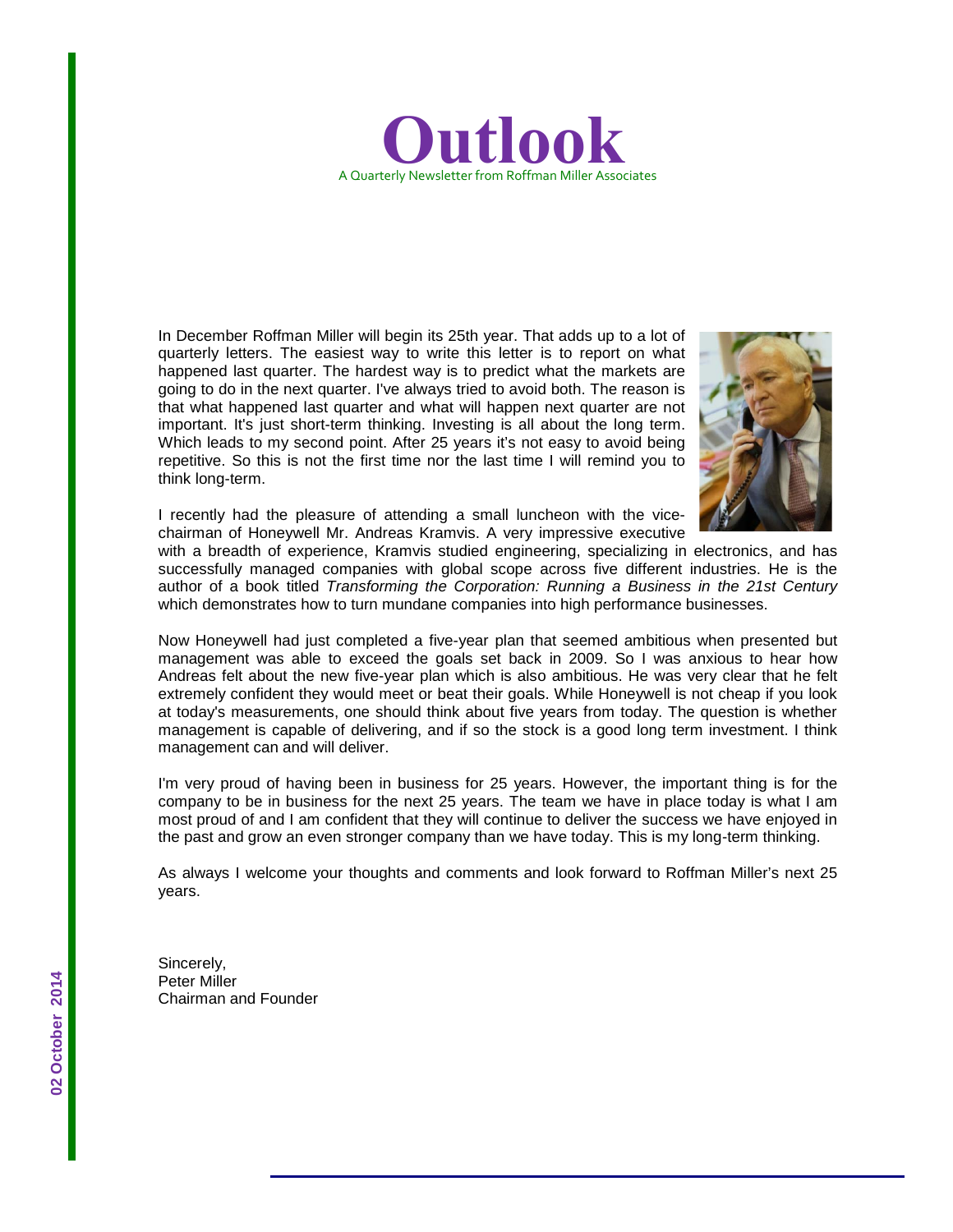# Outlook

A Quarterly Newsletter from Roffman Miller Associates

02 October 2014

In December Roffman Miller will begin its 25th year. That adds up to a lot of quarterly letters. The easiest way to write this letter is to report on what happened last quarter. The hardest way is to predict what the markets are going to do in the next quarter. I've always tried to avoid both. The reason is that what happened last quarter and what will happen next quarter are not important. It's just short-term thinking. Investing is all about the long term. Which leads to my second point. After 25 years it's not easy to avoid being repetitive. So this is not the first time nor the last time I will remind you to think long-term.

I recently had the pleasure of attending a small luncheon with the vice-chairman of Honeywell Mr. Andreas Kramvis. A very impressive executive with a breadth of experience, Kramvis studied engineering, specializing in electronics, and has successfully managed companies with global scope across five different industries. He is the author of a book titled *Transforming the Corporation: Running a Business in the 21st Century* which demonstrates how to turn mundane companies into high performance businesses.

Now Honeywell had just completed a five-year plan that seemed ambitious when presented but management was able to exceed the goals set back in 2009. So I was anxious to hear how Andreas felt about the new five-year plan which is also ambitious. He was very clear that he felt extremely confident they would meet or beat their goals. While Honeywell is not cheap if you look at today's measurements, one should think about five years from today. The question is whether management is capable of delivering, and if so the stock is a good long term investment. I think management can and will deliver.

I'm very proud of having been in business for 25 years. However, the important thing is for the company to be in business for the next 25 years. The team we have in place today is what I am most proud of and I am confident that they will continue to deliver the success we have enjoyed in the past and grow an even stronger company than we have today. This is my long-term thinking.

As always I welcome your thoughts and comments and look forward to Roffman Miller's next 25 years.

Sincerely,
Peter Miller
Chairman and Founder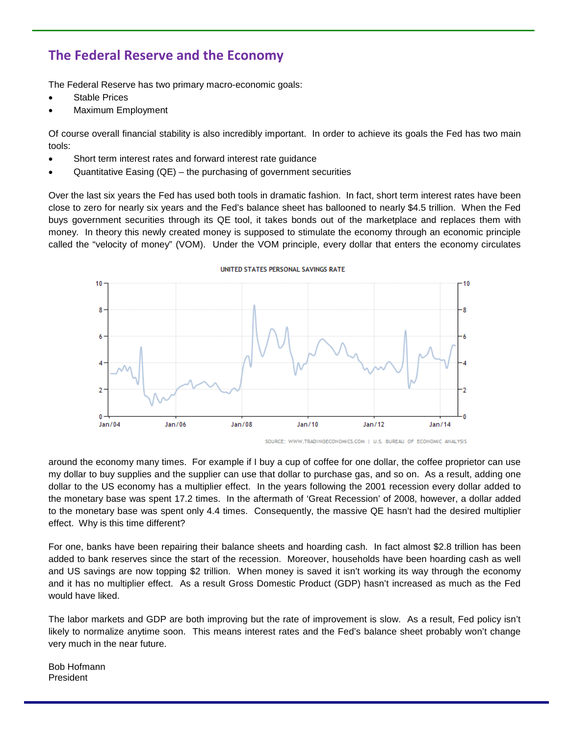## The Federal Reserve and the Economy

The Federal Reserve has two primary macro-economic goals:

- Stable Prices
- Maximum Employment

Of course overall financial stability is also incredibly important. In order to achieve its goals the Fed has two main tools:

- Short term interest rates and forward interest rate guidance
- Quantitative Easing (QE) – the purchasing of government securities

Over the last six years the Fed has used both tools in dramatic fashion. In fact, short term interest rates have been close to zero for nearly six years and the Fed's balance sheet has ballooned to nearly $4.5 trillion. When the Fed buys government securities through its QE tool, it takes bonds out of the marketplace and replaces them with money. In theory this newly created money is supposed to stimulate the economy through an economic principle called the "velocity of money" (VOM). Under the VOM principle, every dollar that enters the economy circulates around the economy many times. For example if I buy a cup of coffee for one dollar, the coffee proprietor can use my dollar to buy supplies and the supplier can use that dollar to purchase gas, and so on. As a result, adding one dollar to the US economy has a multiplier effect. In the years following the 2001 recession every dollar added to the monetary base was spent 17.2 times. In the aftermath of 'Great Recession' of 2008, however, a dollar added to the monetary base was spent only 4.4 times. Consequently, the massive QE hasn't had the desired multiplier effect. Why is this time different?

UNITED STATES PERSONAL SAVINGS RATE

SOURCE: WWW.TRADINGECONOMICS.COM | U.S. BUREAU OF ECONOMIC ANALYSIS

For one, banks have been repairing their balance sheets and hoarding cash. In fact almost $2.8 trillion has been added to bank reserves since the start of the recession. Moreover, households have been hoarding cash as well and US savings are now topping $2 trillion. When money is saved it isn't working its way through the economy and it has no multiplier effect. As a result Gross Domestic Product (GDP) hasn't increased as much as the Fed would have liked.

The labor markets and GDP are both improving but the rate of improvement is slow. As a result, Fed policy isn't likely to normalize anytime soon. This means interest rates and the Fed's balance sheet probably won't change very much in the near future.

Bob Hofmann
President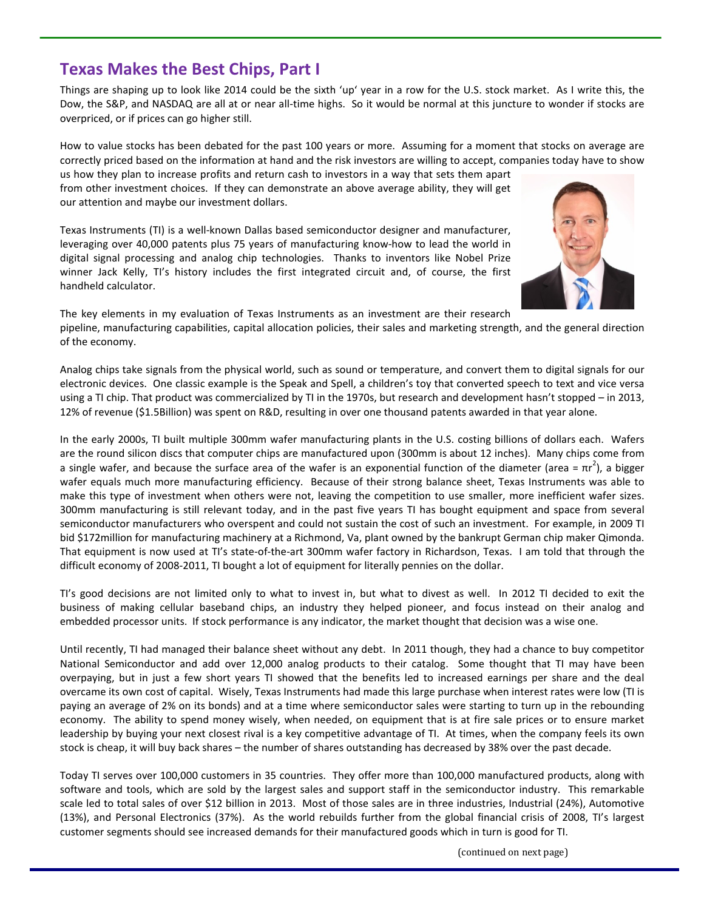## Texas Makes the Best Chips, Part I

Things are shaping up to look like 2014 could be the sixth 'up' year in a row for the U.S. stock market. As I write this, the Dow, the S&P, and NASDAQ are all at or near all-time highs. So it would be normal at this juncture to wonder if stocks are overpriced, or if prices can go higher still.

How to value stocks has been debated for the past 100 years or more. Assuming for a moment that stocks on average are correctly priced based on the information at hand and the risk investors are willing to accept, companies today have to show us how they plan to increase profits and return cash to investors in a way that sets them apart from other investment choices. If they can demonstrate an above average ability, they will get our attention and maybe our investment dollars.

Texas Instruments (TI) is a well-known Dallas based semiconductor designer and manufacturer, leveraging over 40,000 patents plus 75 years of manufacturing know-how to lead the world in digital signal processing and analog chip technologies. Thanks to inventors like Nobel Prize winner Jack Kelly, TI's history includes the first integrated circuit and, of course, the first handheld calculator.

The key elements in my evaluation of Texas Instruments as an investment are their research pipeline, manufacturing capabilities, capital allocation policies, their sales and marketing strength, and the general direction of the economy.

Analog chips take signals from the physical world, such as sound or temperature, and convert them to digital signals for our electronic devices. One classic example is the Speak and Spell, a children's toy that converted speech to text and vice versa using a TI chip. That product was commercialized by TI in the 1970s, but research and development hasn't stopped – in 2013, 12% of revenue ($1.5Billion) was spent on R&D, resulting in over one thousand patents awarded in that year alone.

In the early 2000s, TI built multiple 300mm wafer manufacturing plants in the U.S. costing billions of dollars each. Wafers are the round silicon discs that computer chips are manufactured upon (300mm is about 12 inches). Many chips come from a single wafer, and because the surface area of the wafer is an exponential function of the diameter (area = $\pi r^2$), a bigger wafer equals much more manufacturing efficiency. Because of their strong balance sheet, Texas Instruments was able to make this type of investment when others were not, leaving the competition to use smaller, more inefficient wafer sizes. 300mm manufacturing is still relevant today, and in the past five years TI has bought equipment and space from several semiconductor manufacturers who overspent and could not sustain the cost of such an investment. For example, in 2009 TI bid $172million for manufacturing machinery at a Richmond, Va, plant owned by the bankrupt German chip maker Qimonda. That equipment is now used at TI's state-of-the-art 300mm wafer factory in Richardson, Texas. I am told that through the difficult economy of 2008-2011, TI bought a lot of equipment for literally pennies on the dollar.

TI's good decisions are not limited only to what to invest in, but what to divest as well. In 2012 TI decided to exit the business of making cellular baseband chips, an industry they helped pioneer, and focus instead on their analog and embedded processor units. If stock performance is any indicator, the market thought that decision was a wise one.

Until recently, TI had managed their balance sheet without any debt. In 2011 though, they had a chance to buy competitor National Semiconductor and add over 12,000 analog products to their catalog. Some thought that TI may have been overpaying, but in just a few short years TI showed that the benefits led to increased earnings per share and the deal overcame its own cost of capital. Wisely, Texas Instruments had made this large purchase when interest rates were low (TI is paying an average of 2% on its bonds) and at a time where semiconductor sales were starting to turn up in the rebounding economy. The ability to spend money wisely, when needed, on equipment that is at fire sale prices or to ensure market leadership by buying your next closest rival is a key competitive advantage of TI. At times, when the company feels its own stock is cheap, it will buy back shares – the number of shares outstanding has decreased by 38% over the past decade.

Today TI serves over 100,000 customers in 35 countries. They offer more than 100,000 manufactured products, along with software and tools, which are sold by the largest sales and support staff in the semiconductor industry. This remarkable scale led to total sales of over $12 billion in 2013. Most of those sales are in three industries, Industrial (24%), Automotive (13%), and Personal Electronics (37%). As the world rebuilds further from the global financial crisis of 2008, TI's largest customer segments should see increased demands for their manufactured goods which in turn is good for TI.

(continued on next page)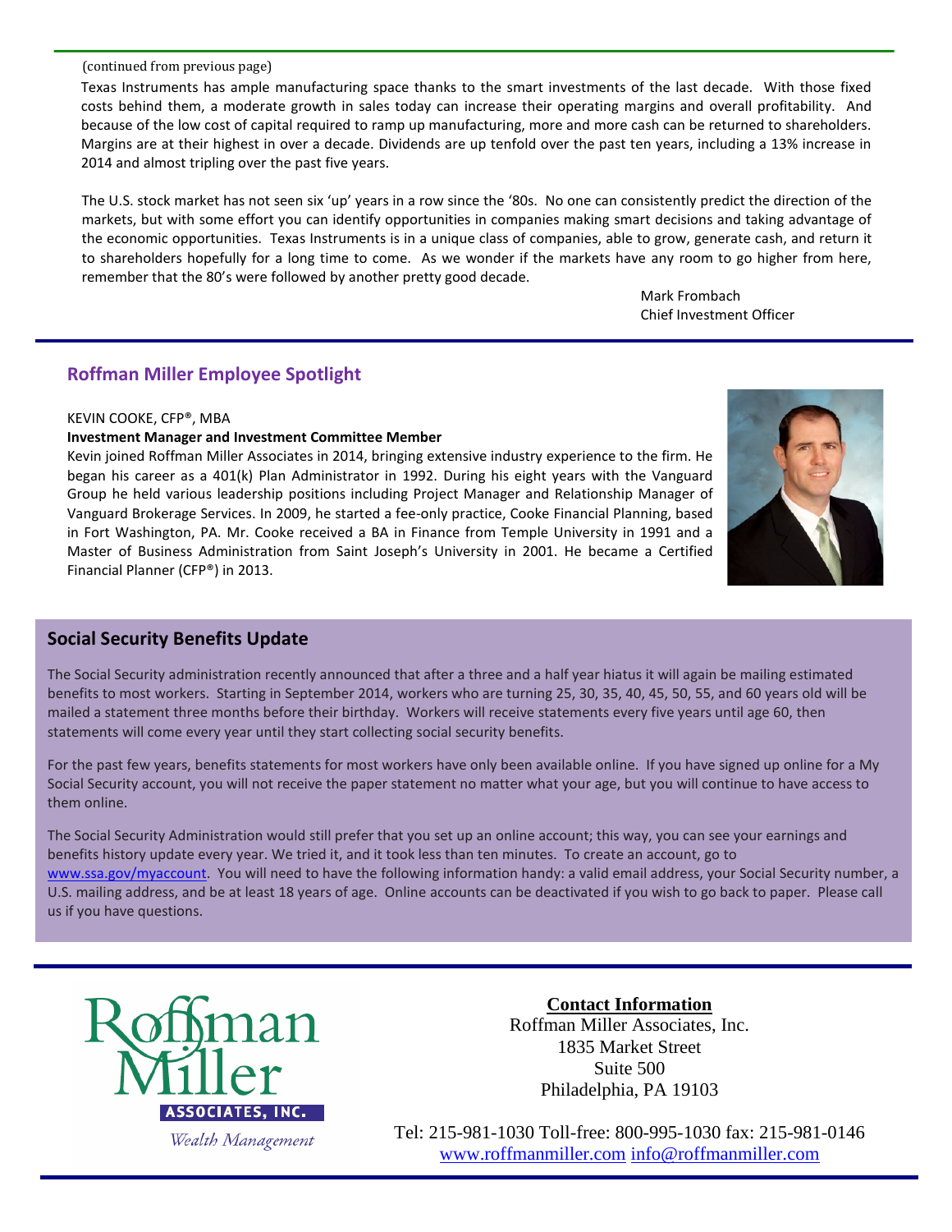(continued from previous page)

Texas Instruments has ample manufacturing space thanks to the smart investments of the last decade. With those fixed costs behind them, a moderate growth in sales today can increase their operating margins and overall profitability. And because of the low cost of capital required to ramp up manufacturing, more and more cash can be returned to shareholders. Margins are at their highest in over a decade. Dividends are up tenfold over the past ten years, including a 13% increase in 2014 and almost tripling over the past five years.

The U.S. stock market has not seen six 'up' years in a row since the '80s. No one can consistently predict the direction of the markets, but with some effort you can identify opportunities in companies making smart decisions and taking advantage of the economic opportunities. Texas Instruments is in a unique class of companies, able to grow, generate cash, and return it to shareholders hopefully for a long time to come. As we wonder if the markets have any room to go higher from here, remember that the 80's were followed by another pretty good decade.

Mark Frombach
Chief Investment Officer

## Roffman Miller Employee Spotlight

KEVIN COOKE, CFP®, MBA

**Investment Manager and Investment Committee Member**

Kevin joined Roffman Miller Associates in 2014, bringing extensive industry experience to the firm. He began his career as a 401(k) Plan Administrator in 1992. During his eight years with the Vanguard Group he held various leadership positions including Project Manager and Relationship Manager of Vanguard Brokerage Services. In 2009, he started a fee-only practice, Cooke Financial Planning, based in Fort Washington, PA. Mr. Cooke received a BA in Finance from Temple University in 1991 and a Master of Business Administration from Saint Joseph's University in 2001. He became a Certified Financial Planner (CFP®) in 2013.

## Social Security Benefits Update

The Social Security administration recently announced that after a three and a half year hiatus it will again be mailing estimated benefits to most workers. Starting in September 2014, workers who are turning 25, 30, 35, 40, 45, 50, 55, and 60 years old will be mailed a statement three months before their birthday. Workers will receive statements every five years until age 60, then statements will come every year until they start collecting social security benefits.

For the past few years, benefits statements for most workers have only been available online. If you have signed up online for a My Social Security account, you will not receive the paper statement no matter what your age, but you will continue to have access to them online.

The Social Security Administration would still prefer that you set up an online account; this way, you can see your earnings and benefits history update every year. We tried it, and it took less than ten minutes. To create an account, go to www.ssa.gov/myaccount. You will need to have the following information handy: a valid email address, your Social Security number, a U.S. mailing address, and be at least 18 years of age. Online accounts can be deactivated if you wish to go back to paper. Please call us if you have questions.

Roffman Miller ASSOCIATES, INC.
Wealth Management

**Contact Information**

Roffman Miller Associates, Inc.
1835 Market Street
Suite 500
Philadelphia, PA 19103

Tel: 215-981-1030 Toll-free: 800-995-1030 fax: 215-981-0146
www.roffmanmiller.com info@roffmanmiller.com